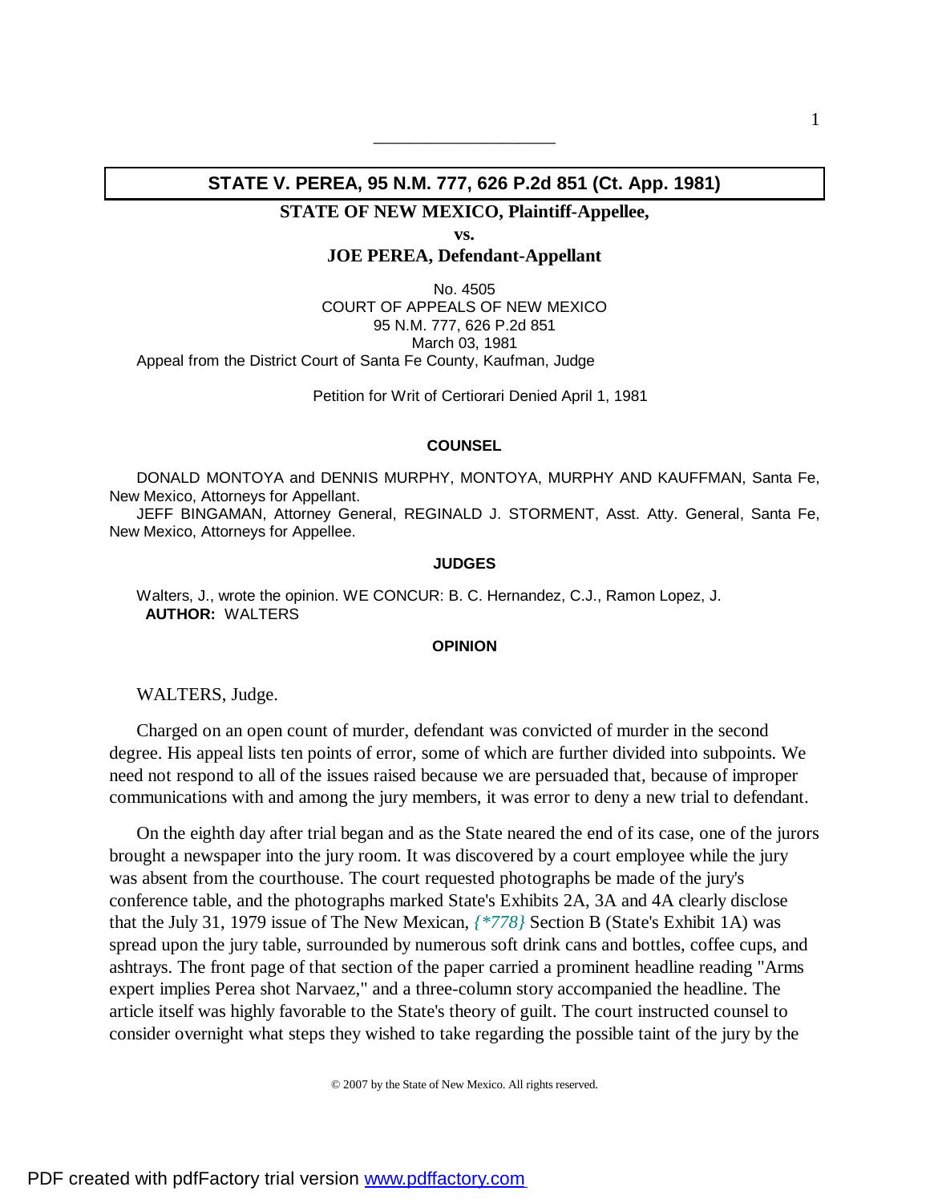# STATE V. PEREA, 95 N.M. 777, 626 P.2d 851 (Ct. App. 1981)

**STATE OF NEW MEXICO, Plaintiff-Appellee,**

**vs.**

**JOE PEREA, Defendant-Appellant**

No. 4505
COURT OF APPEALS OF NEW MEXICO
95 N.M. 777, 626 P.2d 851
March 03, 1981

Appeal from the District Court of Santa Fe County, Kaufman, Judge

Petition for Writ of Certiorari Denied April 1, 1981

## COUNSEL

DONALD MONTOYA and DENNIS MURPHY, MONTOYA, MURPHY AND KAUFFMAN, Santa Fe, New Mexico, Attorneys for Appellant.

JEFF BINGAMAN, Attorney General, REGINALD J. STORMENT, Asst. Atty. General, Santa Fe, New Mexico, Attorneys for Appellee.

## JUDGES

Walters, J., wrote the opinion. WE CONCUR: B. C. Hernandez, C.J., Ramon Lopez, J.

**AUTHOR:** WALTERS

## OPINION

WALTERS, Judge.

Charged on an open count of murder, defendant was convicted of murder in the second degree. His appeal lists ten points of error, some of which are further divided into subpoints. We need not respond to all of the issues raised because we are persuaded that, because of improper communications with and among the jury members, it was error to deny a new trial to defendant.

On the eighth day after trial began and as the State neared the end of its case, one of the jurors brought a newspaper into the jury room. It was discovered by a court employee while the jury was absent from the courthouse. The court requested photographs be made of the jury's conference table, and the photographs marked State's Exhibits 2A, 3A and 4A clearly disclose that the July 31, 1979 issue of The New Mexican, *{\*778}* Section B (State's Exhibit 1A) was spread upon the jury table, surrounded by numerous soft drink cans and bottles, coffee cups, and ashtrays. The front page of that section of the paper carried a prominent headline reading "Arms expert implies Perea shot Narvaez," and a three-column story accompanied the headline. The article itself was highly favorable to the State's theory of guilt. The court instructed counsel to consider overnight what steps they wished to take regarding the possible taint of the jury by the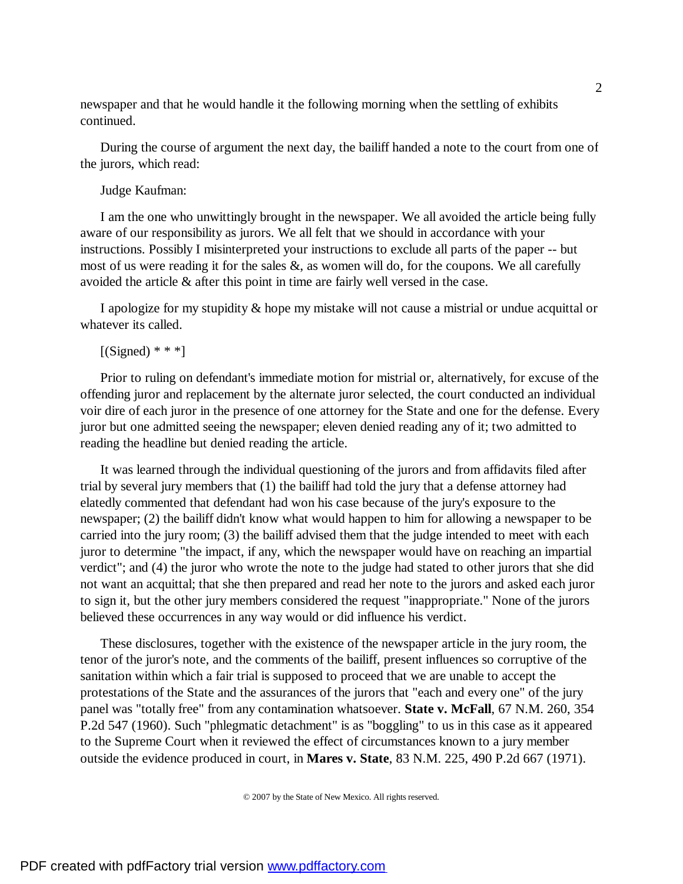newspaper and that he would handle it the following morning when the settling of exhibits continued.

During the course of argument the next day, the bailiff handed a note to the court from one of the jurors, which read:

Judge Kaufman:

I am the one who unwittingly brought in the newspaper. We all avoided the article being fully aware of our responsibility as jurors. We all felt that we should in accordance with your instructions. Possibly I misinterpreted your instructions to exclude all parts of the paper -- but most of us were reading it for the sales &, as women will do, for the coupons. We all carefully avoided the article & after this point in time are fairly well versed in the case.

I apologize for my stupidity & hope my mistake will not cause a mistrial or undue acquittal or whatever its called.

[(Signed) * * *]

Prior to ruling on defendant's immediate motion for mistrial or, alternatively, for excuse of the offending juror and replacement by the alternate juror selected, the court conducted an individual voir dire of each juror in the presence of one attorney for the State and one for the defense. Every juror but one admitted seeing the newspaper; eleven denied reading any of it; two admitted to reading the headline but denied reading the article.

It was learned through the individual questioning of the jurors and from affidavits filed after trial by several jury members that (1) the bailiff had told the jury that a defense attorney had elatedly commented that defendant had won his case because of the jury's exposure to the newspaper; (2) the bailiff didn't know what would happen to him for allowing a newspaper to be carried into the jury room; (3) the bailiff advised them that the judge intended to meet with each juror to determine "the impact, if any, which the newspaper would have on reaching an impartial verdict"; and (4) the juror who wrote the note to the judge had stated to other jurors that she did not want an acquittal; that she then prepared and read her note to the jurors and asked each juror to sign it, but the other jury members considered the request "inappropriate." None of the jurors believed these occurrences in any way would or did influence his verdict.

These disclosures, together with the existence of the newspaper article in the jury room, the tenor of the juror's note, and the comments of the bailiff, present influences so corruptive of the sanitation within which a fair trial is supposed to proceed that we are unable to accept the protestations of the State and the assurances of the jurors that "each and every one" of the jury panel was "totally free" from any contamination whatsoever. **State v. McFall**, 67 N.M. 260, 354 P.2d 547 (1960). Such "phlegmatic detachment" is as "boggling" to us in this case as it appeared to the Supreme Court when it reviewed the effect of circumstances known to a jury member outside the evidence produced in court, in **Mares v. State**, 83 N.M. 225, 490 P.2d 667 (1971).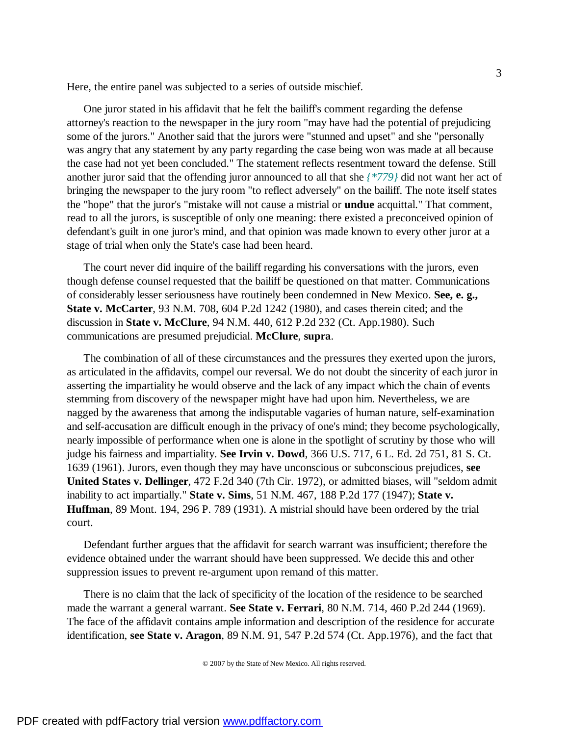Here, the entire panel was subjected to a series of outside mischief.

One juror stated in his affidavit that he felt the bailiff's comment regarding the defense attorney's reaction to the newspaper in the jury room "may have had the potential of prejudicing some of the jurors." Another said that the jurors were "stunned and upset" and she "personally was angry that any statement by any party regarding the case being won was made at all because the case had not yet been concluded." The statement reflects resentment toward the defense. Still another juror said that the offending juror announced to all that she *{*779}* did not want her act of bringing the newspaper to the jury room "to reflect adversely" on the bailiff. The note itself states the "hope" that the juror's "mistake will not cause a mistrial or **undue** acquittal." That comment, read to all the jurors, is susceptible of only one meaning: there existed a preconceived opinion of defendant's guilt in one juror's mind, and that opinion was made known to every other juror at a stage of trial when only the State's case had been heard.

The court never did inquire of the bailiff regarding his conversations with the jurors, even though defense counsel requested that the bailiff be questioned on that matter. Communications of considerably lesser seriousness have routinely been condemned in New Mexico. **See, e. g., State v. McCarter**, 93 N.M. 708, 604 P.2d 1242 (1980), and cases therein cited; and the discussion in **State v. McClure**, 94 N.M. 440, 612 P.2d 232 (Ct. App.1980). Such communications are presumed prejudicial. **McClure**, **supra**.

The combination of all of these circumstances and the pressures they exerted upon the jurors, as articulated in the affidavits, compel our reversal. We do not doubt the sincerity of each juror in asserting the impartiality he would observe and the lack of any impact which the chain of events stemming from discovery of the newspaper might have had upon him. Nevertheless, we are nagged by the awareness that among the indisputable vagaries of human nature, self-examination and self-accusation are difficult enough in the privacy of one's mind; they become psychologically, nearly impossible of performance when one is alone in the spotlight of scrutiny by those who will judge his fairness and impartiality. **See Irvin v. Dowd**, 366 U.S. 717, 6 L. Ed. 2d 751, 81 S. Ct. 1639 (1961). Jurors, even though they may have unconscious or subconscious prejudices, **see United States v. Dellinger**, 472 F.2d 340 (7th Cir. 1972), or admitted biases, will "seldom admit inability to act impartially." **State v. Sims**, 51 N.M. 467, 188 P.2d 177 (1947); **State v. Huffman**, 89 Mont. 194, 296 P. 789 (1931). A mistrial should have been ordered by the trial court.

Defendant further argues that the affidavit for search warrant was insufficient; therefore the evidence obtained under the warrant should have been suppressed. We decide this and other suppression issues to prevent re-argument upon remand of this matter.

There is no claim that the lack of specificity of the location of the residence to be searched made the warrant a general warrant. **See State v. Ferrari**, 80 N.M. 714, 460 P.2d 244 (1969). The face of the affidavit contains ample information and description of the residence for accurate identification, **see State v. Aragon**, 89 N.M. 91, 547 P.2d 574 (Ct. App.1976), and the fact that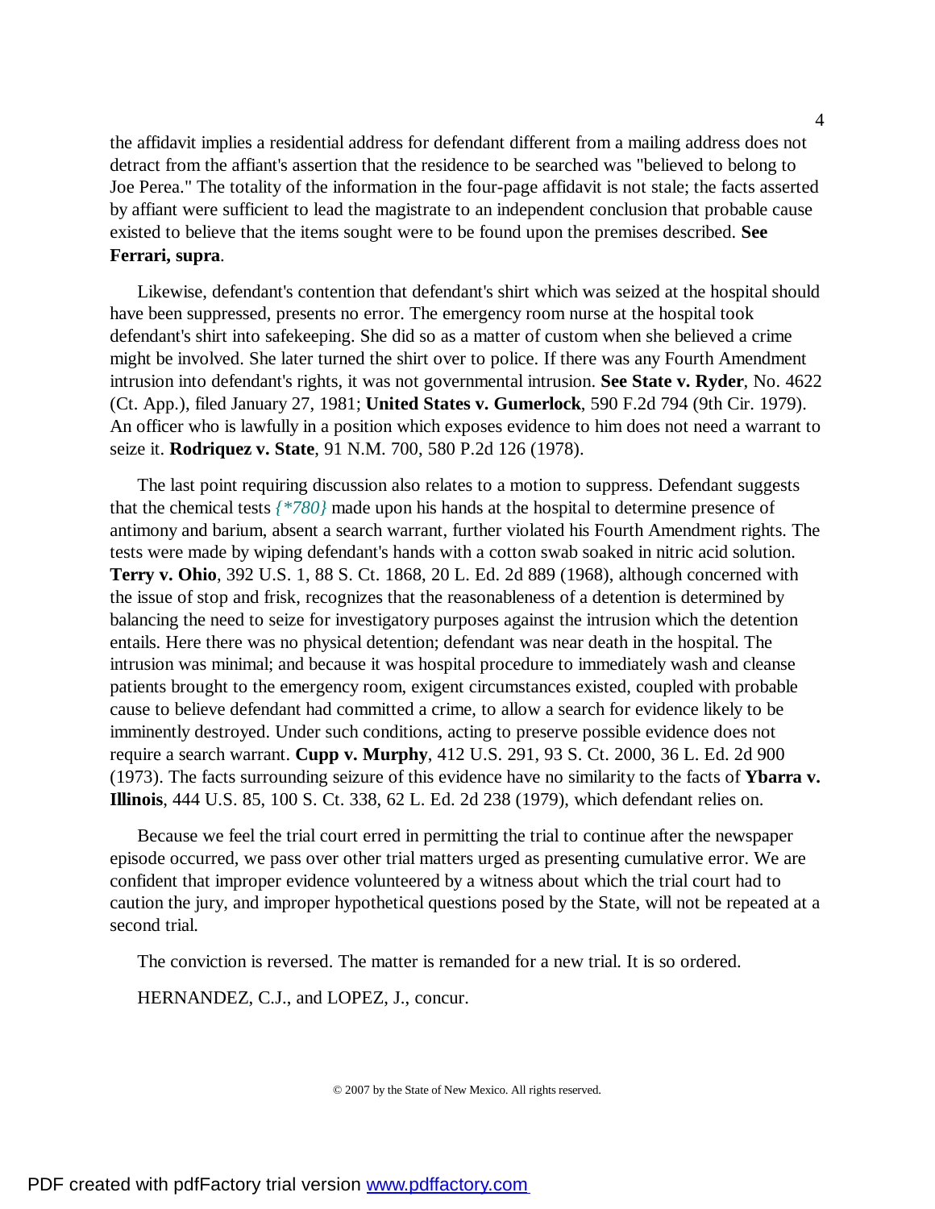the affidavit implies a residential address for defendant different from a mailing address does not detract from the affiant's assertion that the residence to be searched was "believed to belong to Joe Perea." The totality of the information in the four-page affidavit is not stale; the facts asserted by affiant were sufficient to lead the magistrate to an independent conclusion that probable cause existed to believe that the items sought were to be found upon the premises described. **See Ferrari, supra**.

Likewise, defendant's contention that defendant's shirt which was seized at the hospital should have been suppressed, presents no error. The emergency room nurse at the hospital took defendant's shirt into safekeeping. She did so as a matter of custom when she believed a crime might be involved. She later turned the shirt over to police. If there was any Fourth Amendment intrusion into defendant's rights, it was not governmental intrusion. **See State v. Ryder**, No. 4622 (Ct. App.), filed January 27, 1981; **United States v. Gumerlock**, 590 F.2d 794 (9th Cir. 1979). An officer who is lawfully in a position which exposes evidence to him does not need a warrant to seize it. **Rodriquez v. State**, 91 N.M. 700, 580 P.2d 126 (1978).

The last point requiring discussion also relates to a motion to suppress. Defendant suggests that the chemical tests *{*780}* made upon his hands at the hospital to determine presence of antimony and barium, absent a search warrant, further violated his Fourth Amendment rights. The tests were made by wiping defendant's hands with a cotton swab soaked in nitric acid solution. **Terry v. Ohio**, 392 U.S. 1, 88 S. Ct. 1868, 20 L. Ed. 2d 889 (1968), although concerned with the issue of stop and frisk, recognizes that the reasonableness of a detention is determined by balancing the need to seize for investigatory purposes against the intrusion which the detention entails. Here there was no physical detention; defendant was near death in the hospital. The intrusion was minimal; and because it was hospital procedure to immediately wash and cleanse patients brought to the emergency room, exigent circumstances existed, coupled with probable cause to believe defendant had committed a crime, to allow a search for evidence likely to be imminently destroyed. Under such conditions, acting to preserve possible evidence does not require a search warrant. **Cupp v. Murphy**, 412 U.S. 291, 93 S. Ct. 2000, 36 L. Ed. 2d 900 (1973). The facts surrounding seizure of this evidence have no similarity to the facts of **Ybarra v. Illinois**, 444 U.S. 85, 100 S. Ct. 338, 62 L. Ed. 2d 238 (1979), which defendant relies on.

Because we feel the trial court erred in permitting the trial to continue after the newspaper episode occurred, we pass over other trial matters urged as presenting cumulative error. We are confident that improper evidence volunteered by a witness about which the trial court had to caution the jury, and improper hypothetical questions posed by the State, will not be repeated at a second trial.

The conviction is reversed. The matter is remanded for a new trial. It is so ordered.

HERNANDEZ, C.J., and LOPEZ, J., concur.